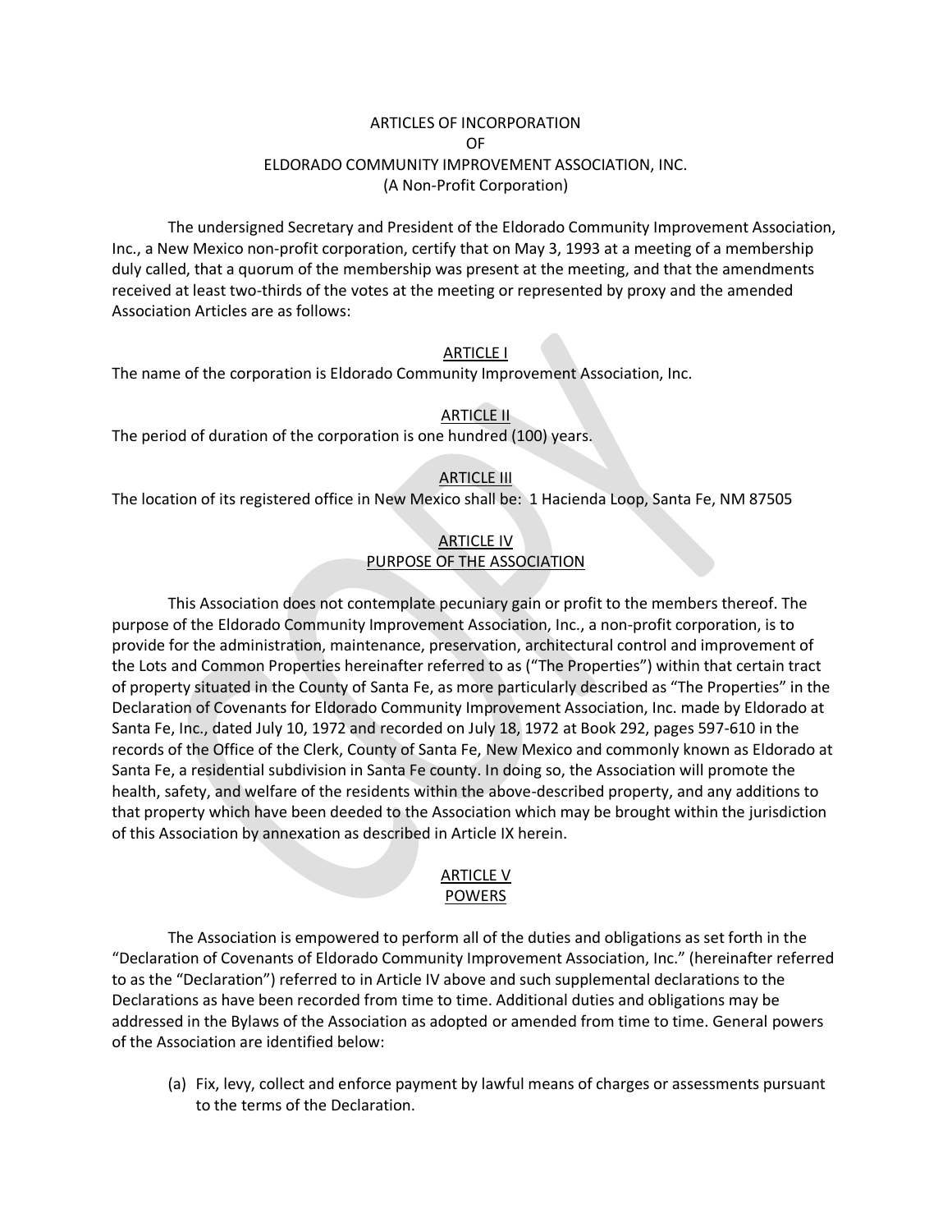# ARTICLES OF INCORPORATION
# OF
# ELDORADO COMMUNITY IMPROVEMENT ASSOCIATION, INC.
(A Non-Profit Corporation)

The undersigned Secretary and President of the Eldorado Community Improvement Association, Inc., a New Mexico non-profit corporation, certify that on May 3, 1993 at a meeting of a membership duly called, that a quorum of the membership was present at the meeting, and that the amendments received at least two-thirds of the votes at the meeting or represented by proxy and the amended Association Articles are as follows:

## ARTICLE I

The name of the corporation is Eldorado Community Improvement Association, Inc.

## ARTICLE II

The period of duration of the corporation is one hundred (100) years.

## ARTICLE III

The location of its registered office in New Mexico shall be: 1 Hacienda Loop, Santa Fe, NM 87505

## ARTICLE IV
## PURPOSE OF THE ASSOCIATION

This Association does not contemplate pecuniary gain or profit to the members thereof. The purpose of the Eldorado Community Improvement Association, Inc., a non-profit corporation, is to provide for the administration, maintenance, preservation, architectural control and improvement of the Lots and Common Properties hereinafter referred to as ("The Properties") within that certain tract of property situated in the County of Santa Fe, as more particularly described as "The Properties" in the Declaration of Covenants for Eldorado Community Improvement Association, Inc. made by Eldorado at Santa Fe, Inc., dated July 10, 1972 and recorded on July 18, 1972 at Book 292, pages 597-610 in the records of the Office of the Clerk, County of Santa Fe, New Mexico and commonly known as Eldorado at Santa Fe, a residential subdivision in Santa Fe county. In doing so, the Association will promote the health, safety, and welfare of the residents within the above-described property, and any additions to that property which have been deeded to the Association which may be brought within the jurisdiction of this Association by annexation as described in Article IX herein.

## ARTICLE V
## POWERS

The Association is empowered to perform all of the duties and obligations as set forth in the "Declaration of Covenants of Eldorado Community Improvement Association, Inc." (hereinafter referred to as the "Declaration") referred to in Article IV above and such supplemental declarations to the Declarations as have been recorded from time to time. Additional duties and obligations may be addressed in the Bylaws of the Association as adopted or amended from time to time. General powers of the Association are identified below:

(a) Fix, levy, collect and enforce payment by lawful means of charges or assessments pursuant to the terms of the Declaration.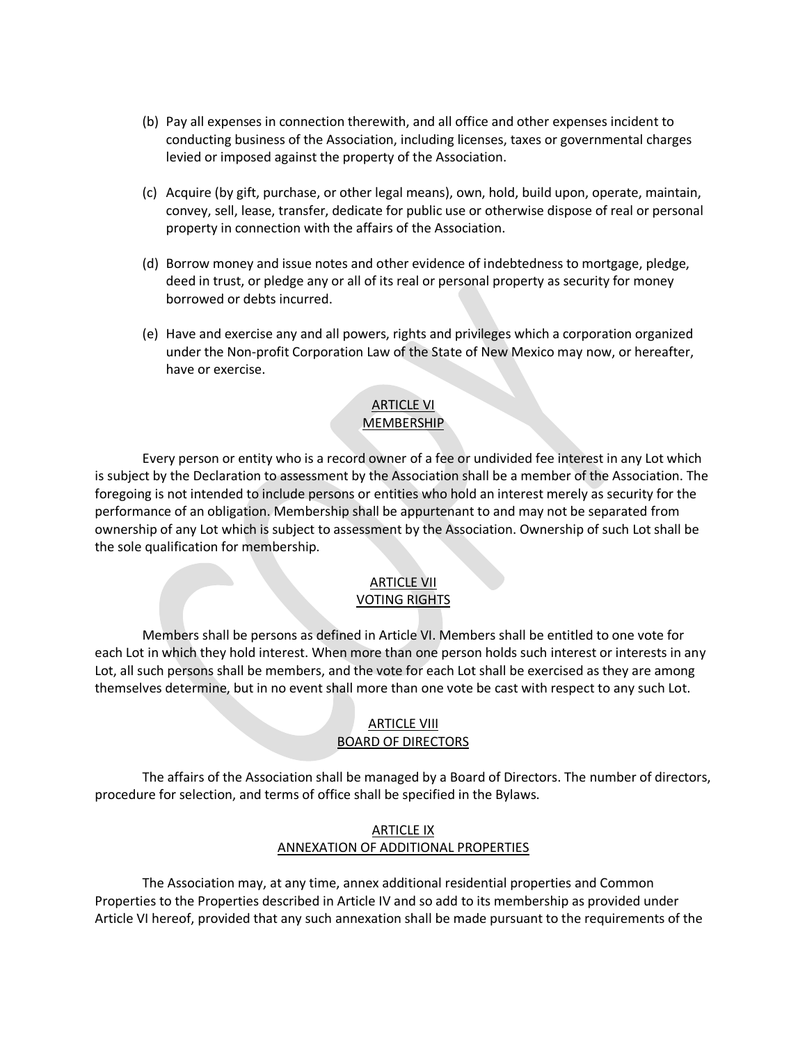(b) Pay all expenses in connection therewith, and all office and other expenses incident to conducting business of the Association, including licenses, taxes or governmental charges levied or imposed against the property of the Association.

(c) Acquire (by gift, purchase, or other legal means), own, hold, build upon, operate, maintain, convey, sell, lease, transfer, dedicate for public use or otherwise dispose of real or personal property in connection with the affairs of the Association.

(d) Borrow money and issue notes and other evidence of indebtedness to mortgage, pledge, deed in trust, or pledge any or all of its real or personal property as security for money borrowed or debts incurred.

(e) Have and exercise any and all powers, rights and privileges which a corporation organized under the Non-profit Corporation Law of the State of New Mexico may now, or hereafter, have or exercise.

## ARTICLE VI
## MEMBERSHIP

Every person or entity who is a record owner of a fee or undivided fee interest in any Lot which is subject by the Declaration to assessment by the Association shall be a member of the Association. The foregoing is not intended to include persons or entities who hold an interest merely as security for the performance of an obligation. Membership shall be appurtenant to and may not be separated from ownership of any Lot which is subject to assessment by the Association. Ownership of such Lot shall be the sole qualification for membership.

## ARTICLE VII
## VOTING RIGHTS

Members shall be persons as defined in Article VI. Members shall be entitled to one vote for each Lot in which they hold interest. When more than one person holds such interest or interests in any Lot, all such persons shall be members, and the vote for each Lot shall be exercised as they are among themselves determine, but in no event shall more than one vote be cast with respect to any such Lot.

## ARTICLE VIII
## BOARD OF DIRECTORS

The affairs of the Association shall be managed by a Board of Directors. The number of directors, procedure for selection, and terms of office shall be specified in the Bylaws.

## ARTICLE IX
## ANNEXATION OF ADDITIONAL PROPERTIES

The Association may, at any time, annex additional residential properties and Common Properties to the Properties described in Article IV and so add to its membership as provided under Article VI hereof, provided that any such annexation shall be made pursuant to the requirements of the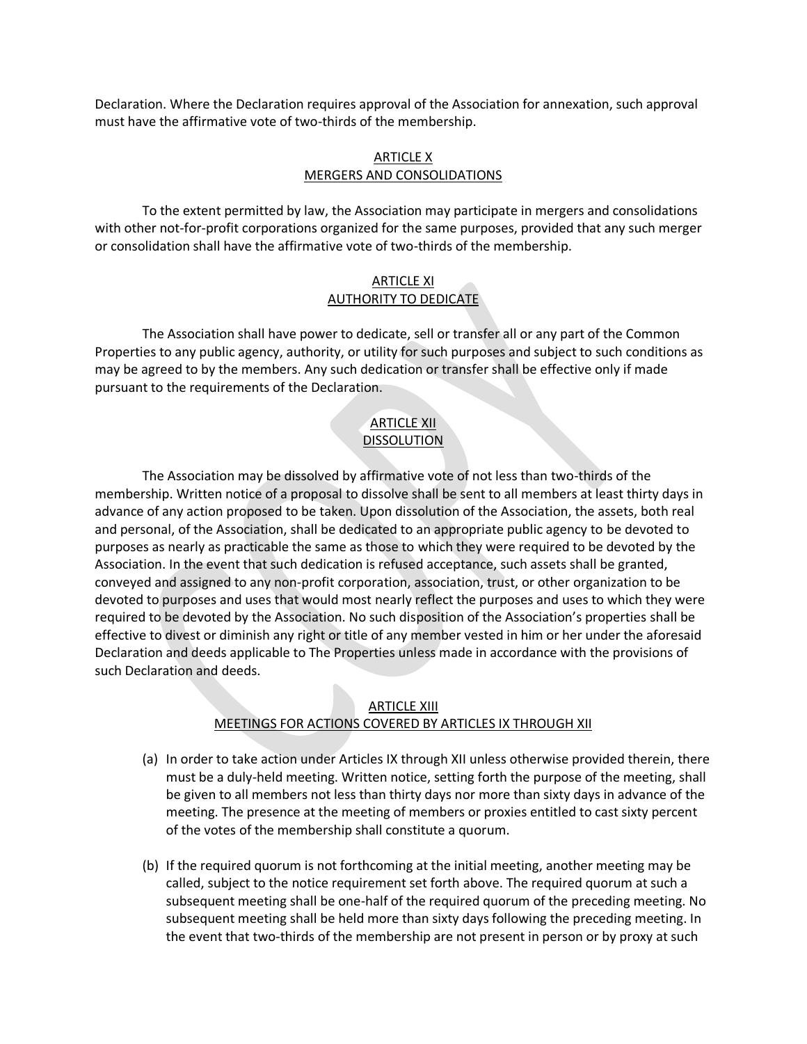Declaration. Where the Declaration requires approval of the Association for annexation, such approval must have the affirmative vote of two-thirds of the membership.

## ARTICLE X
## MERGERS AND CONSOLIDATIONS

To the extent permitted by law, the Association may participate in mergers and consolidations with other not-for-profit corporations organized for the same purposes, provided that any such merger or consolidation shall have the affirmative vote of two-thirds of the membership.

## ARTICLE XI
## AUTHORITY TO DEDICATE

The Association shall have power to dedicate, sell or transfer all or any part of the Common Properties to any public agency, authority, or utility for such purposes and subject to such conditions as may be agreed to by the members. Any such dedication or transfer shall be effective only if made pursuant to the requirements of the Declaration.

## ARTICLE XII
## DISSOLUTION

The Association may be dissolved by affirmative vote of not less than two-thirds of the membership. Written notice of a proposal to dissolve shall be sent to all members at least thirty days in advance of any action proposed to be taken. Upon dissolution of the Association, the assets, both real and personal, of the Association, shall be dedicated to an appropriate public agency to be devoted to purposes as nearly as practicable the same as those to which they were required to be devoted by the Association. In the event that such dedication is refused acceptance, such assets shall be granted, conveyed and assigned to any non-profit corporation, association, trust, or other organization to be devoted to purposes and uses that would most nearly reflect the purposes and uses to which they were required to be devoted by the Association. No such disposition of the Association's properties shall be effective to divest or diminish any right or title of any member vested in him or her under the aforesaid Declaration and deeds applicable to The Properties unless made in accordance with the provisions of such Declaration and deeds.

## ARTICLE XIII
## MEETINGS FOR ACTIONS COVERED BY ARTICLES IX THROUGH XII

(a) In order to take action under Articles IX through XII unless otherwise provided therein, there must be a duly-held meeting. Written notice, setting forth the purpose of the meeting, shall be given to all members not less than thirty days nor more than sixty days in advance of the meeting. The presence at the meeting of members or proxies entitled to cast sixty percent of the votes of the membership shall constitute a quorum.

(b) If the required quorum is not forthcoming at the initial meeting, another meeting may be called, subject to the notice requirement set forth above. The required quorum at such a subsequent meeting shall be one-half of the required quorum of the preceding meeting. No subsequent meeting shall be held more than sixty days following the preceding meeting. In the event that two-thirds of the membership are not present in person or by proxy at such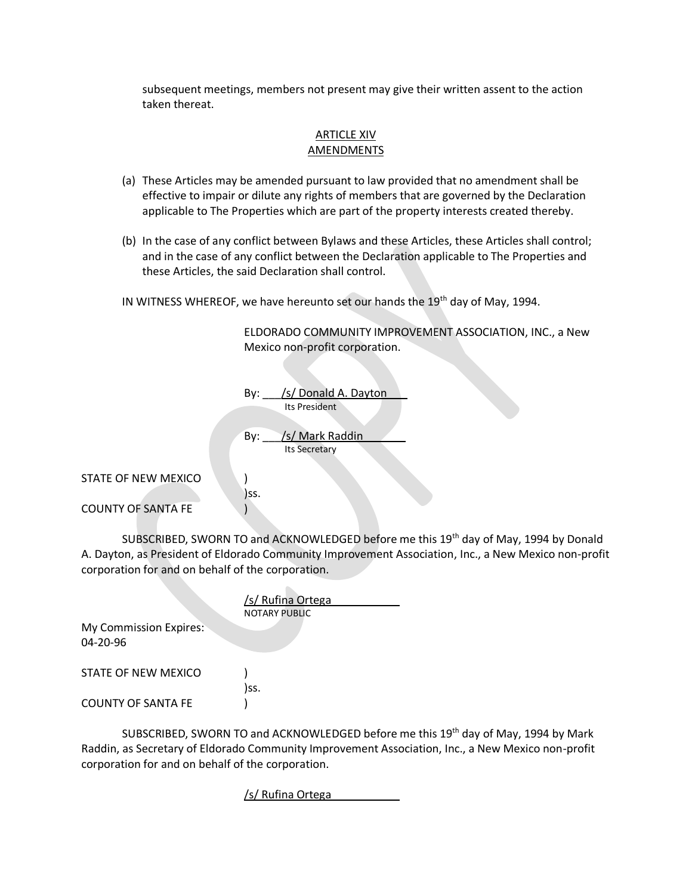subsequent meetings, members not present may give their written assent to the action taken thereat.

## ARTICLE XIV
## AMENDMENTS

(a) These Articles may be amended pursuant to law provided that no amendment shall be effective to impair or dilute any rights of members that are governed by the Declaration applicable to The Properties which are part of the property interests created thereby.

(b) In the case of any conflict between Bylaws and these Articles, these Articles shall control; and in the case of any conflict between the Declaration applicable to The Properties and these Articles, the said Declaration shall control.

IN WITNESS WHEREOF, we have hereunto set our hands the 19th day of May, 1994.

ELDORADO COMMUNITY IMPROVEMENT ASSOCIATION, INC., a New Mexico non-profit corporation.

By: ___/s/ Donald A. Dayton___
Its President

By: ___/s/ Mark Raddin___
Its Secretary

STATE OF NEW MEXICO )
)ss.
COUNTY OF SANTA FE )

SUBSCRIBED, SWORN TO and ACKNOWLEDGED before me this 19th day of May, 1994 by Donald A. Dayton, as President of Eldorado Community Improvement Association, Inc., a New Mexico non-profit corporation for and on behalf of the corporation.

/s/ Rufina Ortega
NOTARY PUBLIC

My Commission Expires:
04-20-96

STATE OF NEW MEXICO )
)ss.
COUNTY OF SANTA FE )

SUBSCRIBED, SWORN TO and ACKNOWLEDGED before me this 19th day of May, 1994 by Mark Raddin, as Secretary of Eldorado Community Improvement Association, Inc., a New Mexico non-profit corporation for and on behalf of the corporation.

/s/ Rufina Ortega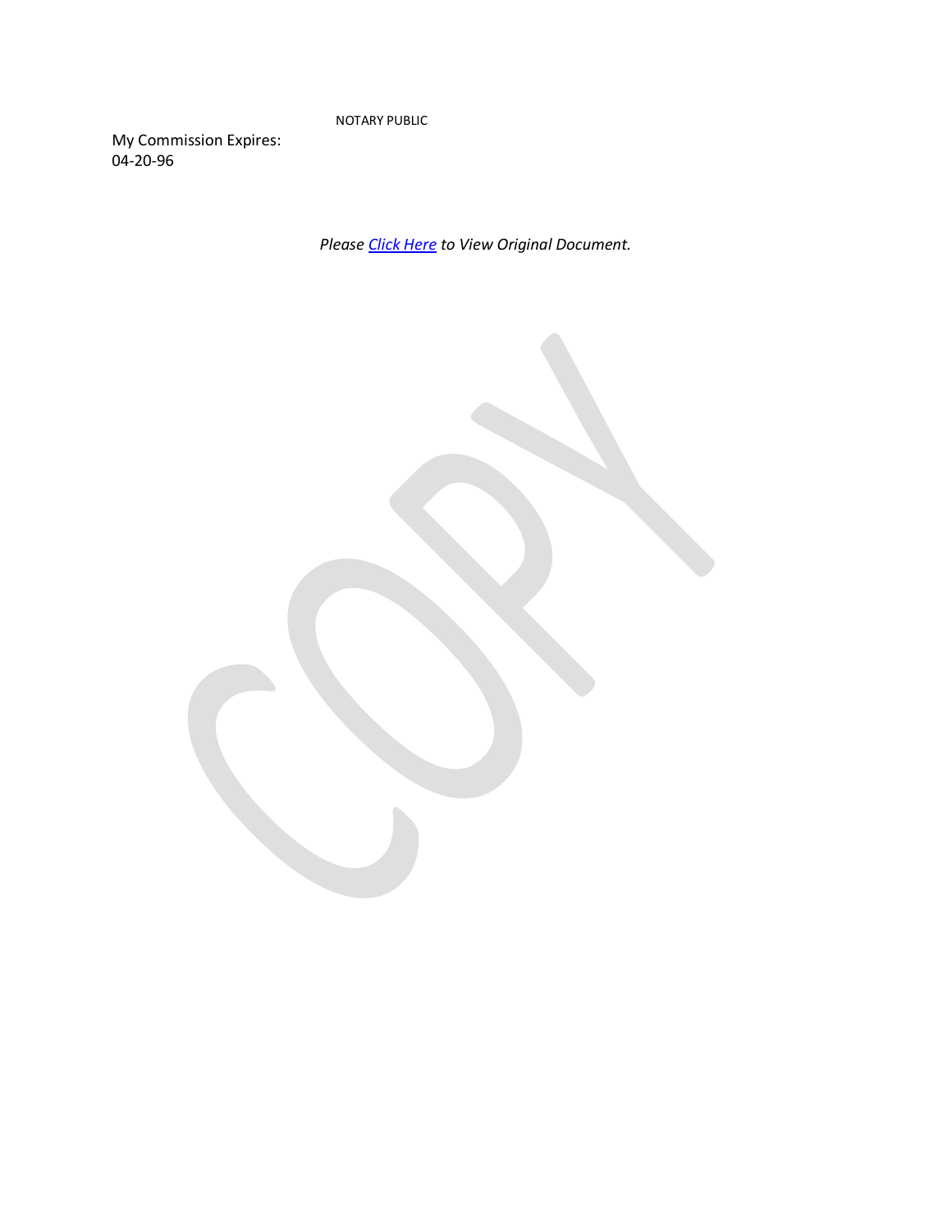NOTARY PUBLIC

My Commission Expires:
04-20-96

*Please Click Here to View Original Document.*